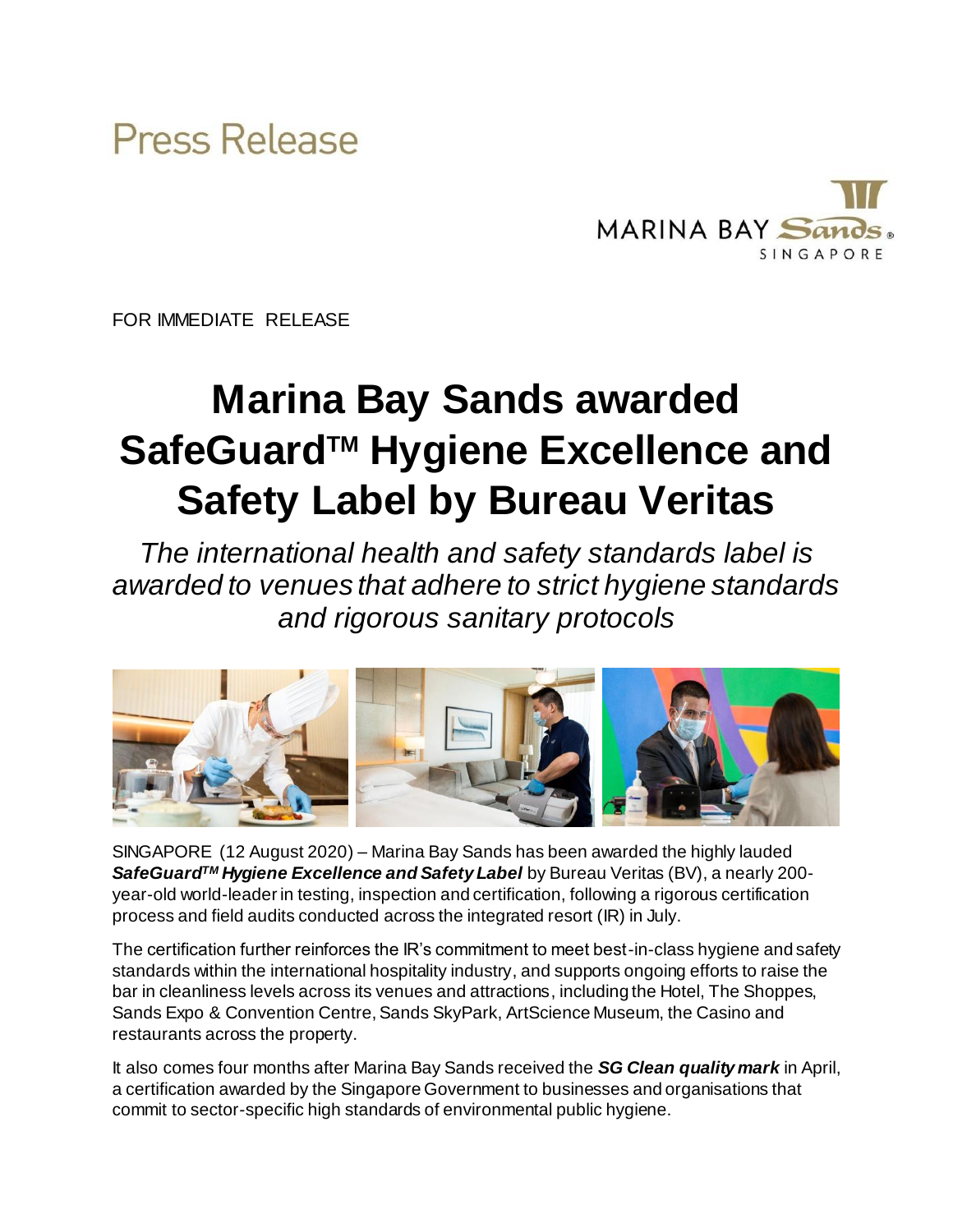Press Release

FOR IMMEDIATE RELEASE

# Marina Bay Sands awarded SafeGuard™ Hygiene Excellence and Safety Label by Bureau Veritas

*The international health and safety standards label is awarded to venues that adhere to strict hygiene standards and rigorous sanitary protocols*

SINGAPORE (12 August 2020) – Marina Bay Sands has been awarded the highly lauded ***SafeGuard™ Hygiene Excellence and Safety Label*** by Bureau Veritas (BV), a nearly 200-year-old world-leader in testing, inspection and certification, following a rigorous certification process and field audits conducted across the integrated resort (IR) in July.

The certification further reinforces the IR's commitment to meet best-in-class hygiene and safety standards within the international hospitality industry, and supports ongoing efforts to raise the bar in cleanliness levels across its venues and attractions, including the Hotel, The Shoppes, Sands Expo & Convention Centre, Sands SkyPark, ArtScience Museum, the Casino and restaurants across the property.

It also comes four months after Marina Bay Sands received the ***SG Clean quality mark*** in April, a certification awarded by the Singapore Government to businesses and organisations that commit to sector-specific high standards of environmental public hygiene.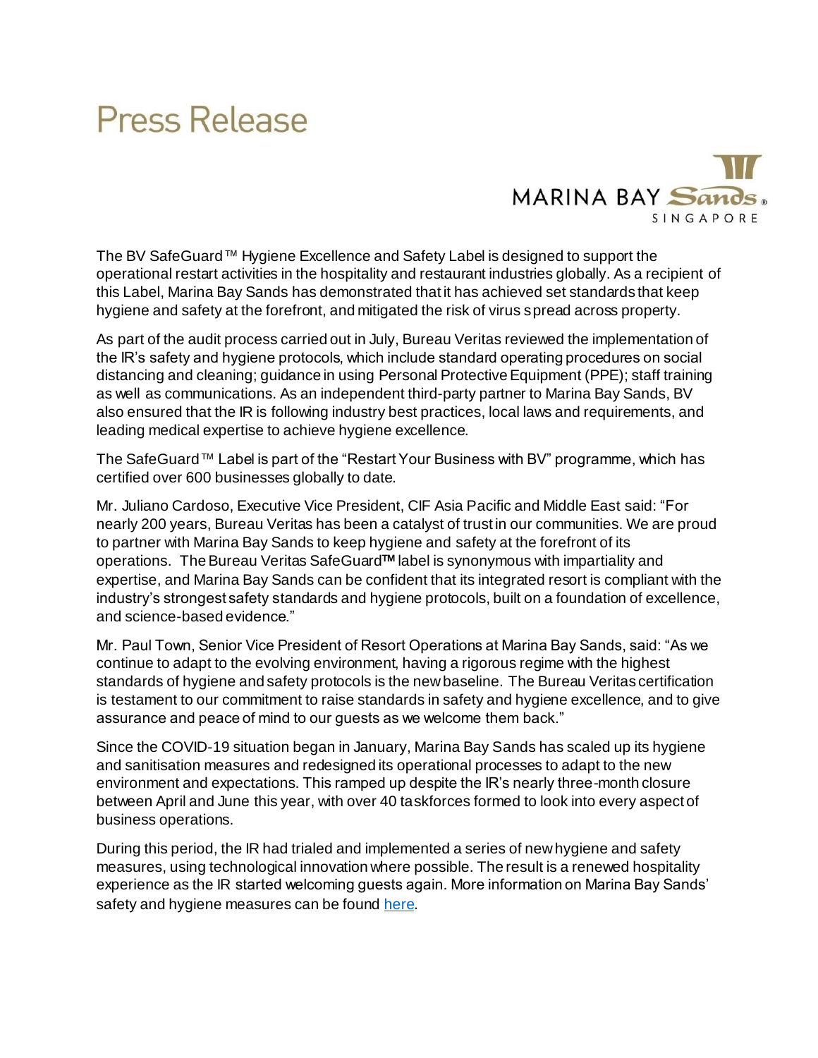# Press Release

The BV SafeGuard™ Hygiene Excellence and Safety Label is designed to support the operational restart activities in the hospitality and restaurant industries globally. As a recipient of this Label, Marina Bay Sands has demonstrated that it has achieved set standards that keep hygiene and safety at the forefront, and mitigated the risk of virus spread across property.

As part of the audit process carried out in July, Bureau Veritas reviewed the implementation of the IR's safety and hygiene protocols, which include standard operating procedures on social distancing and cleaning; guidance in using Personal Protective Equipment (PPE); staff training as well as communications. As an independent third-party partner to Marina Bay Sands, BV also ensured that the IR is following industry best practices, local laws and requirements, and leading medical expertise to achieve hygiene excellence.

The SafeGuard™ Label is part of the "Restart Your Business with BV" programme, which has certified over 600 businesses globally to date.

Mr. Juliano Cardoso, Executive Vice President, CIF Asia Pacific and Middle East said: "For nearly 200 years, Bureau Veritas has been a catalyst of trust in our communities. We are proud to partner with Marina Bay Sands to keep hygiene and safety at the forefront of its operations. The Bureau Veritas SafeGuard™ label is synonymous with impartiality and expertise, and Marina Bay Sands can be confident that its integrated resort is compliant with the industry's strongest safety standards and hygiene protocols, built on a foundation of excellence, and science-based evidence."

Mr. Paul Town, Senior Vice President of Resort Operations at Marina Bay Sands, said: "As we continue to adapt to the evolving environment, having a rigorous regime with the highest standards of hygiene and safety protocols is the new baseline. The Bureau Veritas certification is testament to our commitment to raise standards in safety and hygiene excellence, and to give assurance and peace of mind to our guests as we welcome them back."

Since the COVID-19 situation began in January, Marina Bay Sands has scaled up its hygiene and sanitisation measures and redesigned its operational processes to adapt to the new environment and expectations. This ramped up despite the IR's nearly three-month closure between April and June this year, with over 40 taskforces formed to look into every aspect of business operations.

During this period, the IR had trialed and implemented a series of new hygiene and safety measures, using technological innovation where possible. The result is a renewed hospitality experience as the IR started welcoming guests again. More information on Marina Bay Sands' safety and hygiene measures can be found here.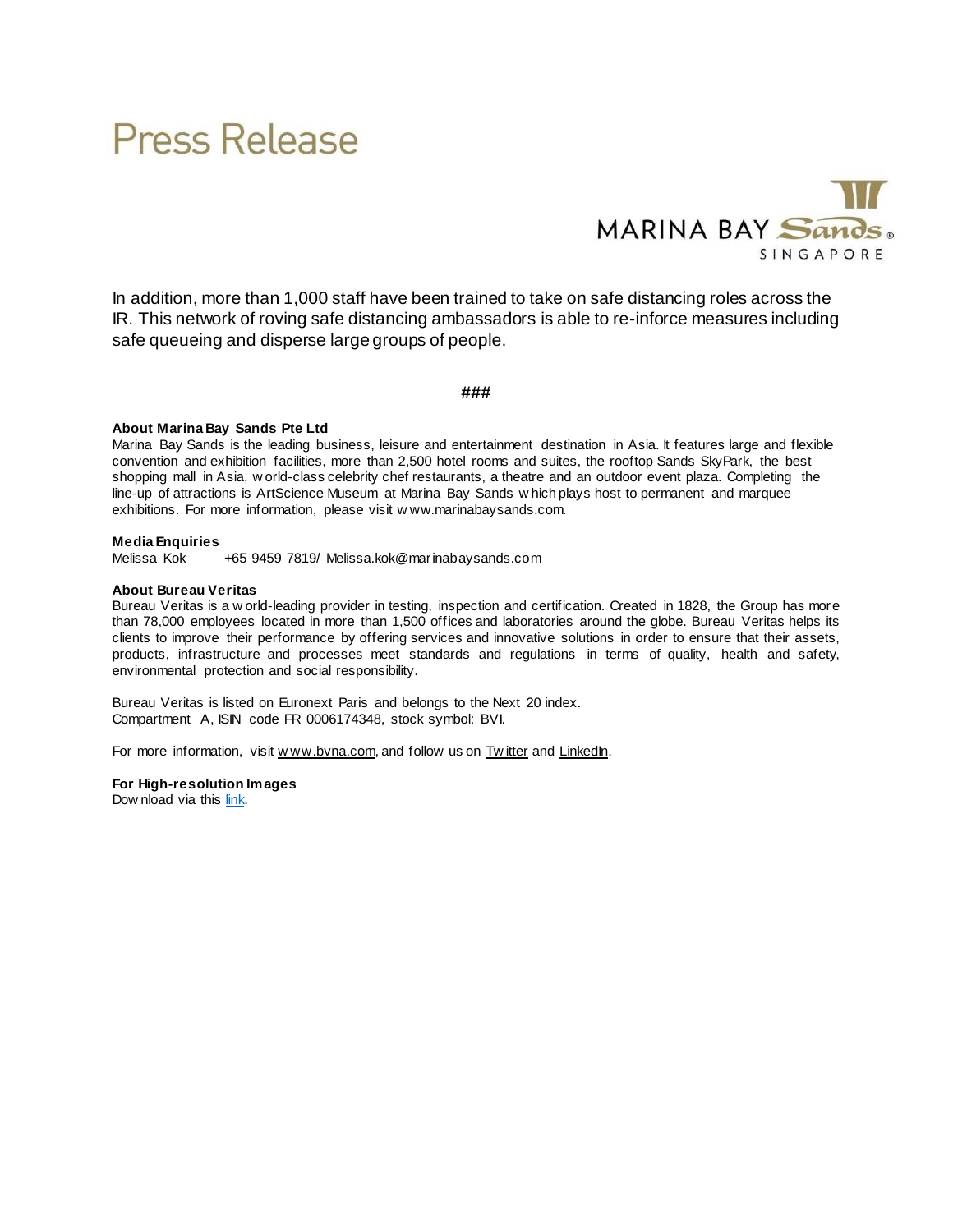In addition, more than 1,000 staff have been trained to take on safe distancing roles across the IR. This network of roving safe distancing ambassadors is able to re-inforce measures including safe queueing and disperse large groups of people.

###

**About Marina Bay Sands Pte Ltd**
Marina Bay Sands is the leading business, leisure and entertainment destination in Asia. It features large and flexible convention and exhibition facilities, more than 2,500 hotel rooms and suites, the rooftop Sands SkyPark, the best shopping mall in Asia, world-class celebrity chef restaurants, a theatre and an outdoor event plaza. Completing the line-up of attractions is ArtScience Museum at Marina Bay Sands which plays host to permanent and marquee exhibitions. For more information, please visit www.marinabaysands.com.

**Media Enquiries**
Melissa Kok +65 9459 7819/ Melissa.kok@marinabaysands.com

**About Bureau Veritas**
Bureau Veritas is a world-leading provider in testing, inspection and certification. Created in 1828, the Group has more than 78,000 employees located in more than 1,500 offices and laboratories around the globe. Bureau Veritas helps its clients to improve their performance by offering services and innovative solutions in order to ensure that their assets, products, infrastructure and processes meet standards and regulations in terms of quality, health and safety, environmental protection and social responsibility.

Bureau Veritas is listed on Euronext Paris and belongs to the Next 20 index.
Compartment A, ISIN code FR 0006174348, stock symbol: BVI.

For more information, visit www.bvna.com, and follow us on Twitter and LinkedIn.

**For High-resolution Images**
Download via this link.